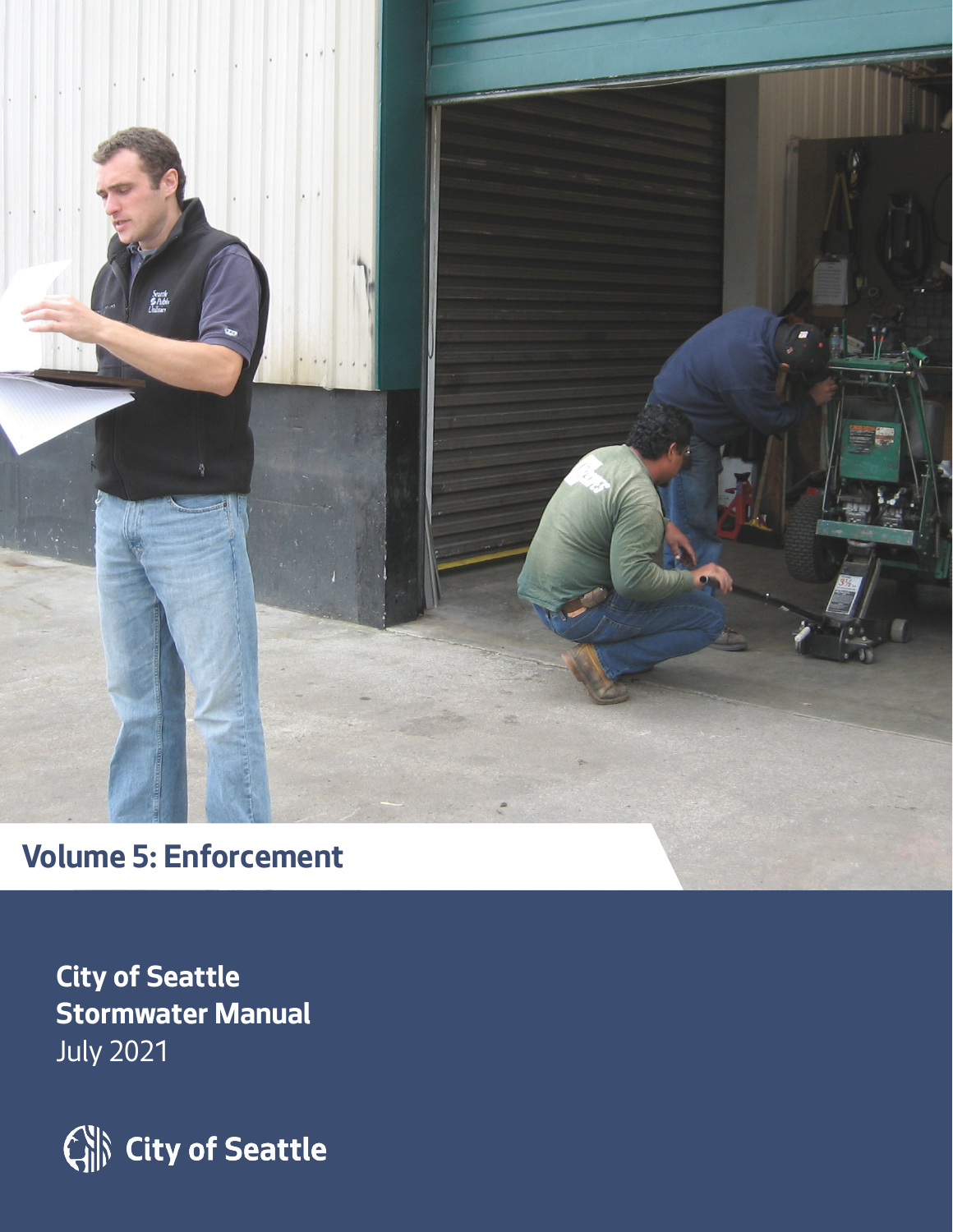# Volume 5: Enforcement

**City of Seattle**
**Stormwater Manual**
July 2021

City of Seattle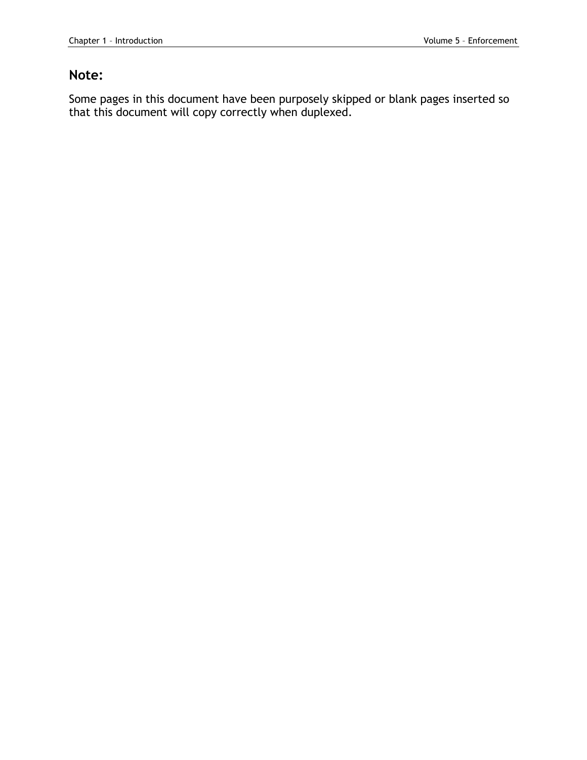## Note:

Some pages in this document have been purposely skipped or blank pages inserted so that this document will copy correctly when duplexed.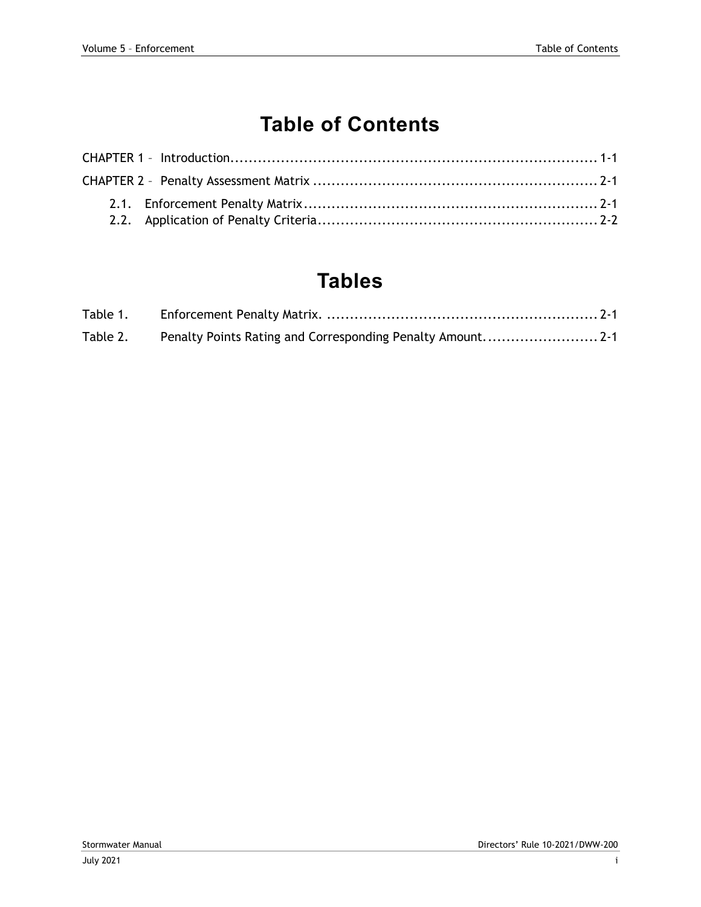# Table of Contents

CHAPTER 1 – Introduction........................................................................... 1-1

CHAPTER 2 – Penalty Assessment Matrix ........................................................... 2-1

2.1. Enforcement Penalty Matrix............................................................... 2-1
2.2. Application of Penalty Criteria........................................................... 2-2

# Tables

Table 1. Enforcement Penalty Matrix. ........................................................ 2-1

Table 2. Penalty Points Rating and Corresponding Penalty Amount......................... 2-1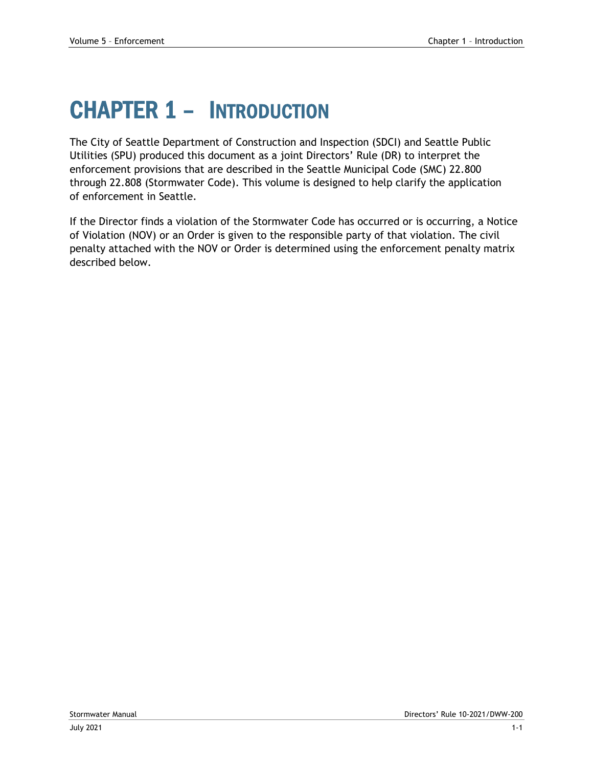# CHAPTER 1 – INTRODUCTION

The City of Seattle Department of Construction and Inspection (SDCI) and Seattle Public Utilities (SPU) produced this document as a joint Directors' Rule (DR) to interpret the enforcement provisions that are described in the Seattle Municipal Code (SMC) 22.800 through 22.808 (Stormwater Code). This volume is designed to help clarify the application of enforcement in Seattle.

If the Director finds a violation of the Stormwater Code has occurred or is occurring, a Notice of Violation (NOV) or an Order is given to the responsible party of that violation. The civil penalty attached with the NOV or Order is determined using the enforcement penalty matrix described below.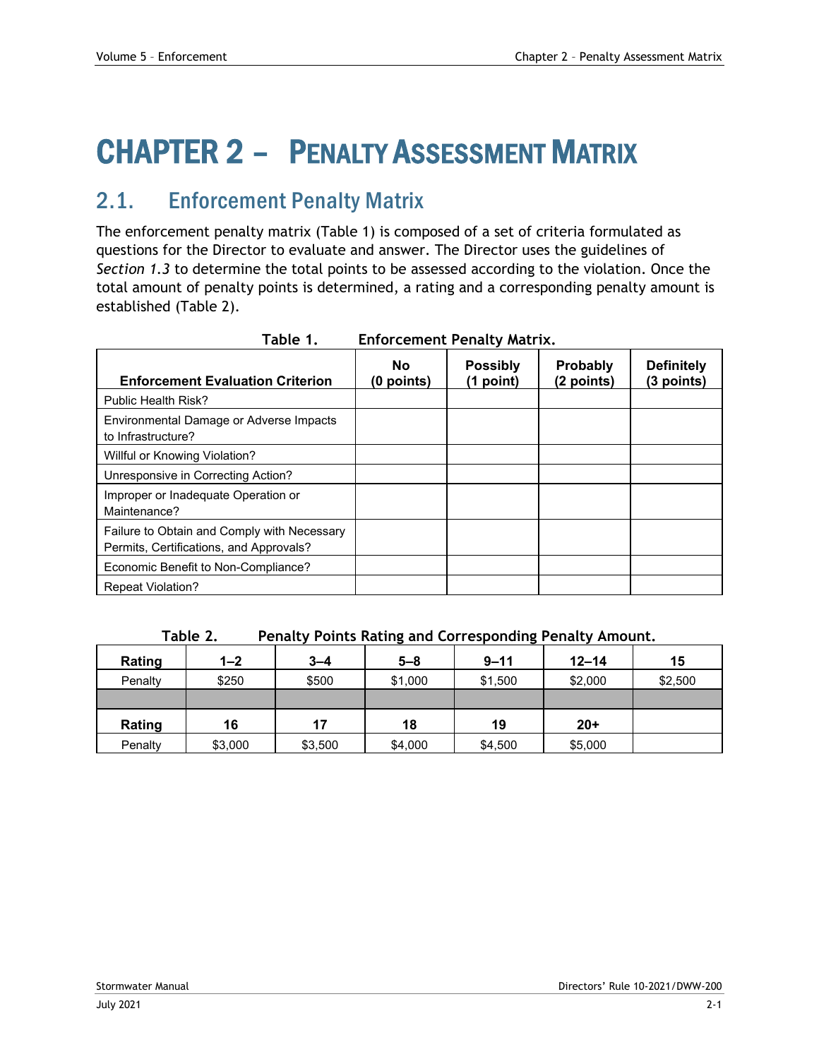# CHAPTER 2 – PENALTY ASSESSMENT MATRIX

## 2.1. Enforcement Penalty Matrix

The enforcement penalty matrix (Table 1) is composed of a set of criteria formulated as questions for the Director to evaluate and answer. The Director uses the guidelines of *Section 1.3* to determine the total points to be assessed according to the violation. Once the total amount of penalty points is determined, a rating and a corresponding penalty amount is established (Table 2).

**Table 1. Enforcement Penalty Matrix.**

| Enforcement Evaluation Criterion | No (0 points) | Possibly (1 point) | Probably (2 points) | Definitely (3 points) |
|---|---|---|---|---|
| Public Health Risk? | | | | |
| Environmental Damage or Adverse Impacts to Infrastructure? | | | | |
| Willful or Knowing Violation? | | | | |
| Unresponsive in Correcting Action? | | | | |
| Improper or Inadequate Operation or Maintenance? | | | | |
| Failure to Obtain and Comply with Necessary Permits, Certifications, and Approvals? | | | | |
| Economic Benefit to Non-Compliance? | | | | |
| Repeat Violation? | | | | |

**Table 2. Penalty Points Rating and Corresponding Penalty Amount.**

| Rating | 1–2 | 3–4 | 5–8 | 9–11 | 12–14 | 15 |
|---|---|---|---|---|---|---|
| Penalty | $250 | $500 | $1,000 | $1,500 | $2,000 | $2,500 |
| | | | | | | |
| **Rating** | **16** | **17** | **18** | **19** | **20+** | |
| Penalty | $3,000 | $3,500 | $4,000 | $4,500 | $5,000 | |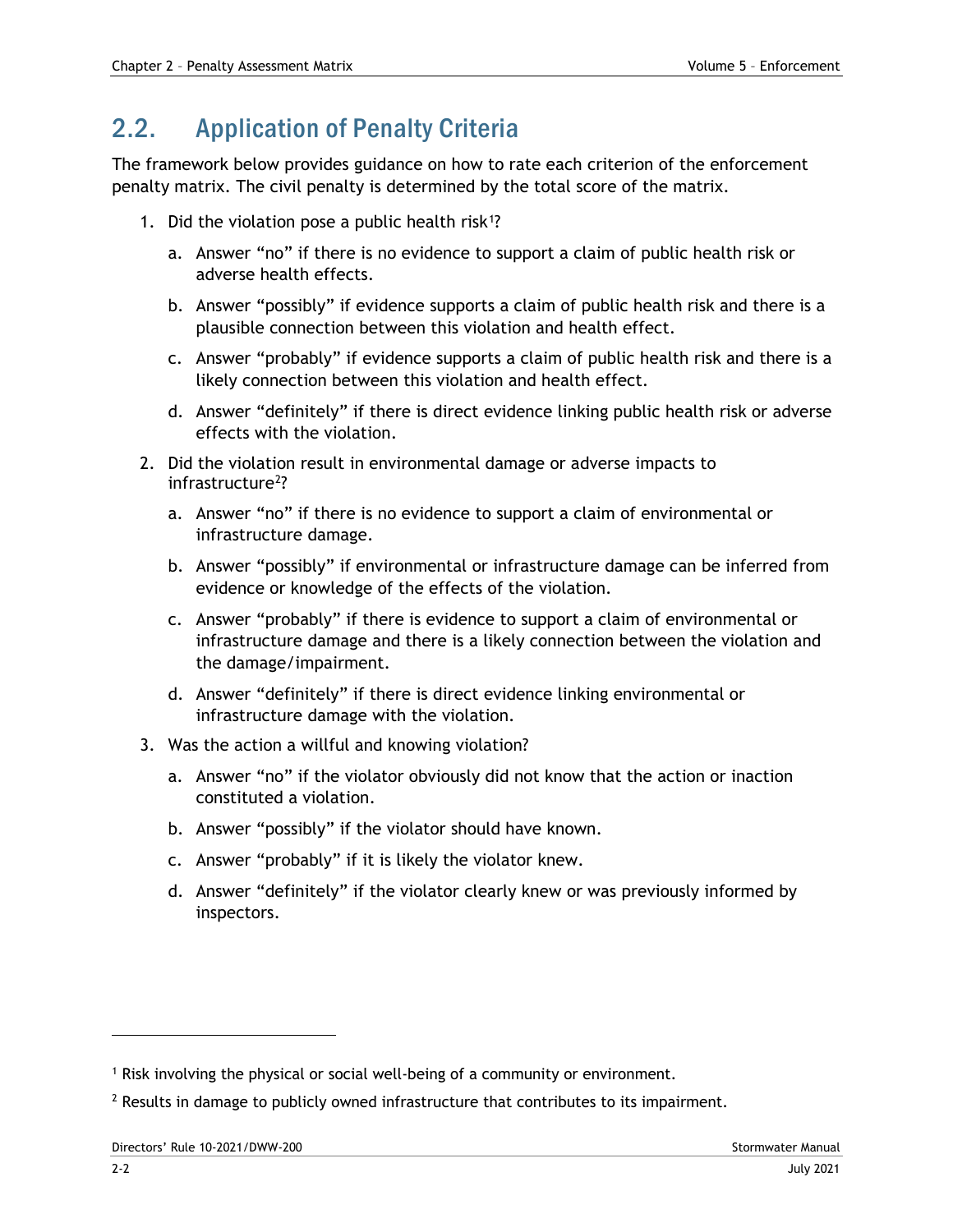## 2.2. Application of Penalty Criteria

The framework below provides guidance on how to rate each criterion of the enforcement penalty matrix. The civil penalty is determined by the total score of the matrix.

1. Did the violation pose a public health risk[1]?
   a. Answer “no” if there is no evidence to support a claim of public health risk or adverse health effects.
   b. Answer “possibly” if evidence supports a claim of public health risk and there is a plausible connection between this violation and health effect.
   c. Answer “probably” if evidence supports a claim of public health risk and there is a likely connection between this violation and health effect.
   d. Answer “definitely” if there is direct evidence linking public health risk or adverse effects with the violation.
2. Did the violation result in environmental damage or adverse impacts to infrastructure[2]?
   a. Answer “no” if there is no evidence to support a claim of environmental or infrastructure damage.
   b. Answer “possibly” if environmental or infrastructure damage can be inferred from evidence or knowledge of the effects of the violation.
   c. Answer “probably” if there is evidence to support a claim of environmental or infrastructure damage and there is a likely connection between the violation and the damage/impairment.
   d. Answer “definitely” if there is direct evidence linking environmental or infrastructure damage with the violation.
3. Was the action a willful and knowing violation?
   a. Answer “no” if the violator obviously did not know that the action or inaction constituted a violation.
   b. Answer “possibly” if the violator should have known.
   c. Answer “probably” if it is likely the violator knew.
   d. Answer “definitely” if the violator clearly knew or was previously informed by inspectors.

---

[1] Risk involving the physical or social well-being of a community or environment.

[2] Results in damage to publicly owned infrastructure that contributes to its impairment.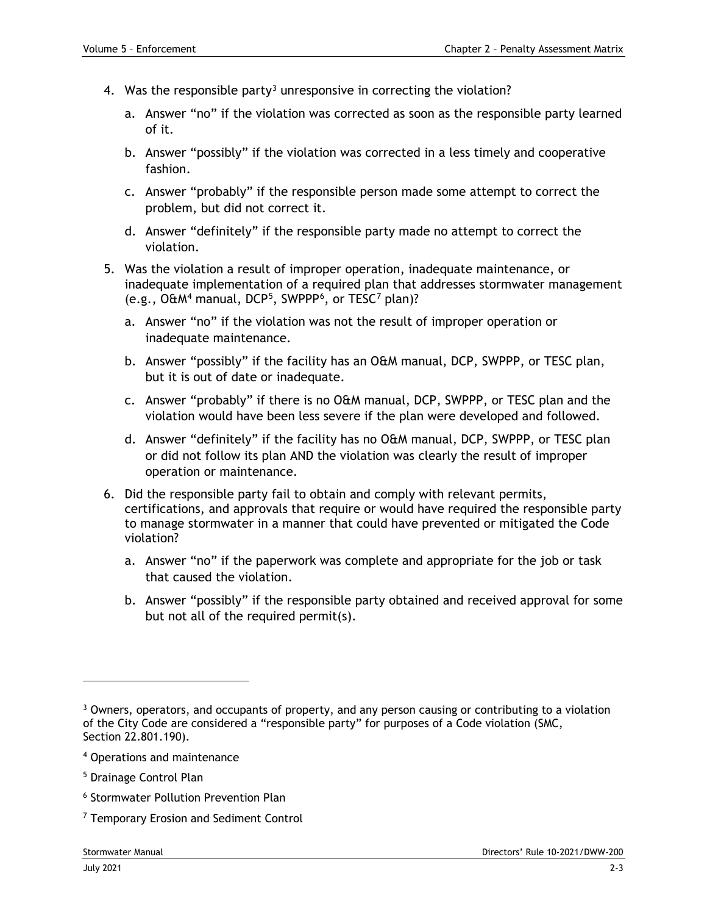4. Was the responsible party[3] unresponsive in correcting the violation?

   a. Answer "no" if the violation was corrected as soon as the responsible party learned of it.

   b. Answer "possibly" if the violation was corrected in a less timely and cooperative fashion.

   c. Answer "probably" if the responsible person made some attempt to correct the problem, but did not correct it.

   d. Answer "definitely" if the responsible party made no attempt to correct the violation.

5. Was the violation a result of improper operation, inadequate maintenance, or inadequate implementation of a required plan that addresses stormwater management (e.g., O&M[4] manual, DCP[5], SWPPP[6], or TESC[7] plan)?

   a. Answer "no" if the violation was not the result of improper operation or inadequate maintenance.

   b. Answer "possibly" if the facility has an O&M manual, DCP, SWPPP, or TESC plan, but it is out of date or inadequate.

   c. Answer "probably" if there is no O&M manual, DCP, SWPPP, or TESC plan and the violation would have been less severe if the plan were developed and followed.

   d. Answer "definitely" if the facility has no O&M manual, DCP, SWPPP, or TESC plan or did not follow its plan AND the violation was clearly the result of improper operation or maintenance.

6. Did the responsible party fail to obtain and comply with relevant permits, certifications, and approvals that require or would have required the responsible party to manage stormwater in a manner that could have prevented or mitigated the Code violation?

   a. Answer "no" if the paperwork was complete and appropriate for the job or task that caused the violation.

   b. Answer "possibly" if the responsible party obtained and received approval for some but not all of the required permit(s).

---

[3] Owners, operators, and occupants of property, and any person causing or contributing to a violation of the City Code are considered a "responsible party" for purposes of a Code violation (SMC, Section 22.801.190).

[4] Operations and maintenance

[5] Drainage Control Plan

[6] Stormwater Pollution Prevention Plan

[7] Temporary Erosion and Sediment Control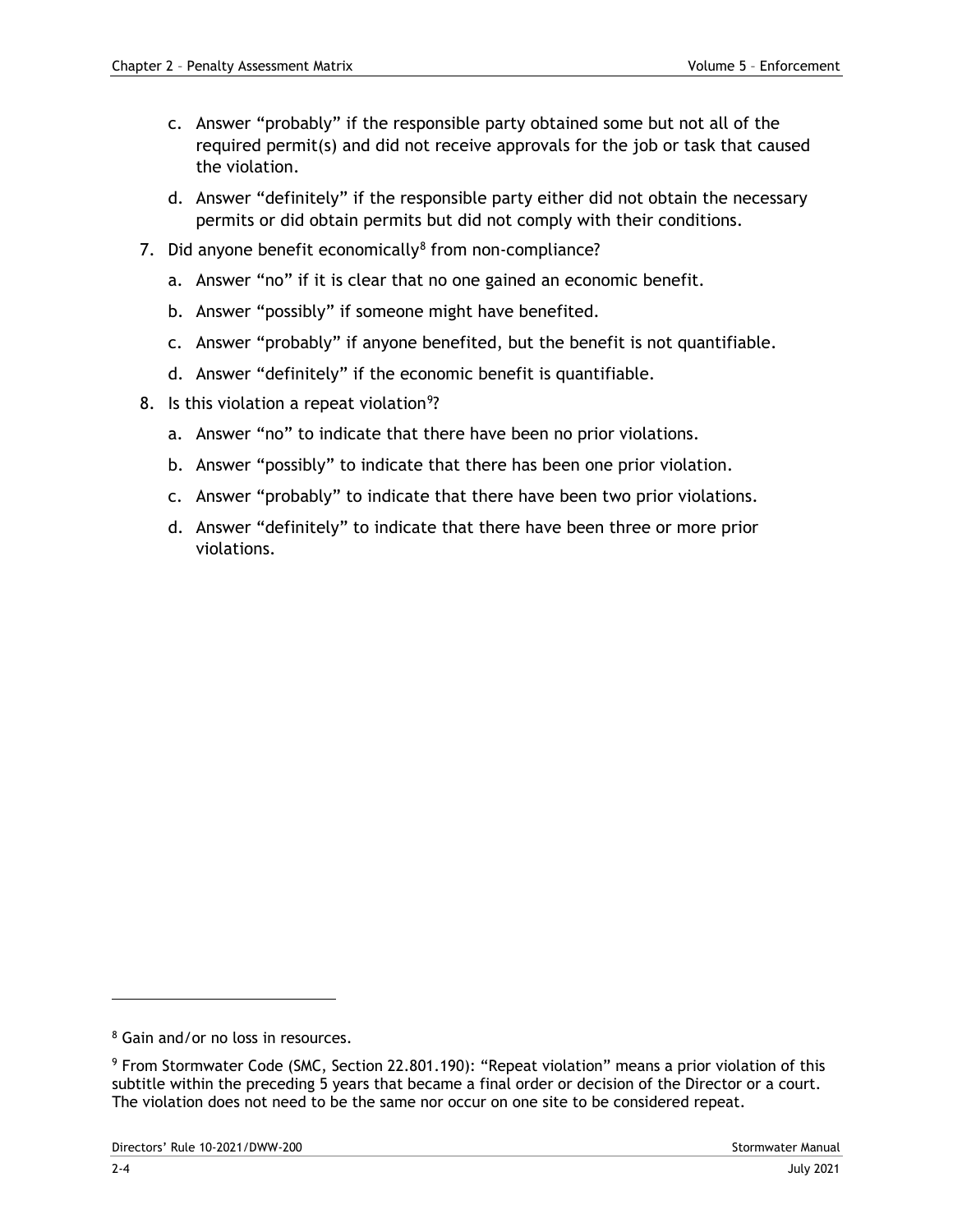c. Answer "probably" if the responsible party obtained some but not all of the required permit(s) and did not receive approvals for the job or task that caused the violation.

   d. Answer "definitely" if the responsible party either did not obtain the necessary permits or did obtain permits but did not comply with their conditions.

7. Did anyone benefit economically[8] from non-compliance?

   a. Answer "no" if it is clear that no one gained an economic benefit.

   b. Answer "possibly" if someone might have benefited.

   c. Answer "probably" if anyone benefited, but the benefit is not quantifiable.

   d. Answer "definitely" if the economic benefit is quantifiable.

8. Is this violation a repeat violation[9]?

   a. Answer "no" to indicate that there have been no prior violations.

   b. Answer "possibly" to indicate that there has been one prior violation.

   c. Answer "probably" to indicate that there have been two prior violations.

   d. Answer "definitely" to indicate that there have been three or more prior violations.

---

[8] Gain and/or no loss in resources.

[9] From Stormwater Code (SMC, Section 22.801.190): "Repeat violation" means a prior violation of this subtitle within the preceding 5 years that became a final order or decision of the Director or a court. The violation does not need to be the same nor occur on one site to be considered repeat.